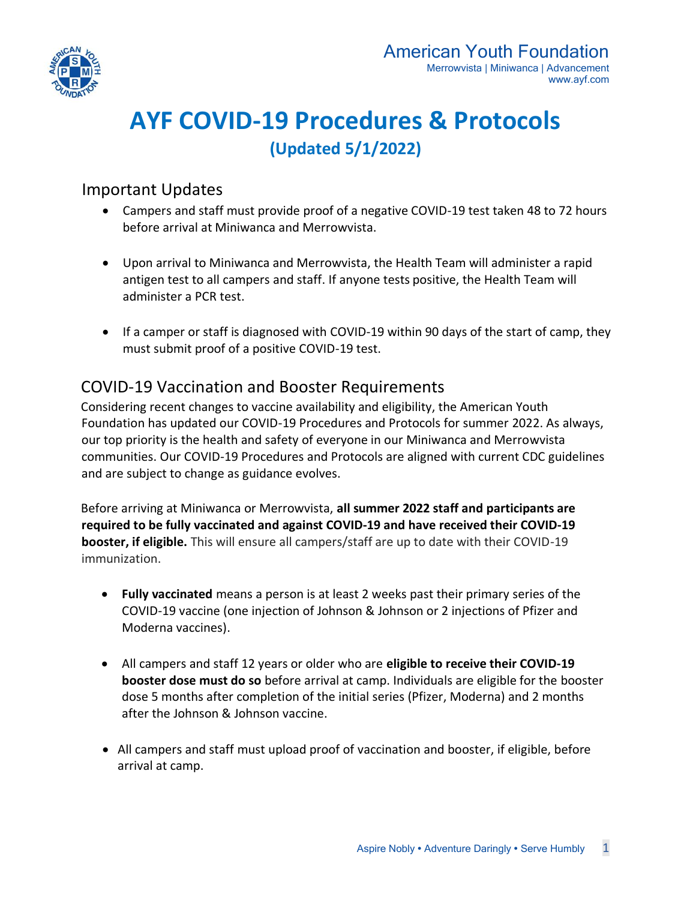American Youth Foundation
Merrowvista | Miniwanca | Advancement
www.ayf.com

# AYF COVID-19 Procedures & Protocols

**(Updated 5/1/2022)**

## Important Updates

- Campers and staff must provide proof of a negative COVID-19 test taken 48 to 72 hours before arrival at Miniwanca and Merrowvista.
- Upon arrival to Miniwanca and Merrowvista, the Health Team will administer a rapid antigen test to all campers and staff. If anyone tests positive, the Health Team will administer a PCR test.
- If a camper or staff is diagnosed with COVID-19 within 90 days of the start of camp, they must submit proof of a positive COVID-19 test.

## COVID-19 Vaccination and Booster Requirements

Considering recent changes to vaccine availability and eligibility, the American Youth Foundation has updated our COVID-19 Procedures and Protocols for summer 2022. As always, our top priority is the health and safety of everyone in our Miniwanca and Merrowvista communities. Our COVID-19 Procedures and Protocols are aligned with current CDC guidelines and are subject to change as guidance evolves.

Before arriving at Miniwanca or Merrowvista, **all summer 2022 staff and participants are required to be fully vaccinated and against COVID-19 and have received their COVID-19 booster, if eligible.** This will ensure all campers/staff are up to date with their COVID-19 immunization.

- **Fully vaccinated** means a person is at least 2 weeks past their primary series of the COVID-19 vaccine (one injection of Johnson & Johnson or 2 injections of Pfizer and Moderna vaccines).
- All campers and staff 12 years or older who are **eligible to receive their COVID-19 booster dose must do so** before arrival at camp. Individuals are eligible for the booster dose 5 months after completion of the initial series (Pfizer, Moderna) and 2 months after the Johnson & Johnson vaccine.
- All campers and staff must upload proof of vaccination and booster, if eligible, before arrival at camp.

Aspire Nobly • Adventure Daringly • Serve Humbly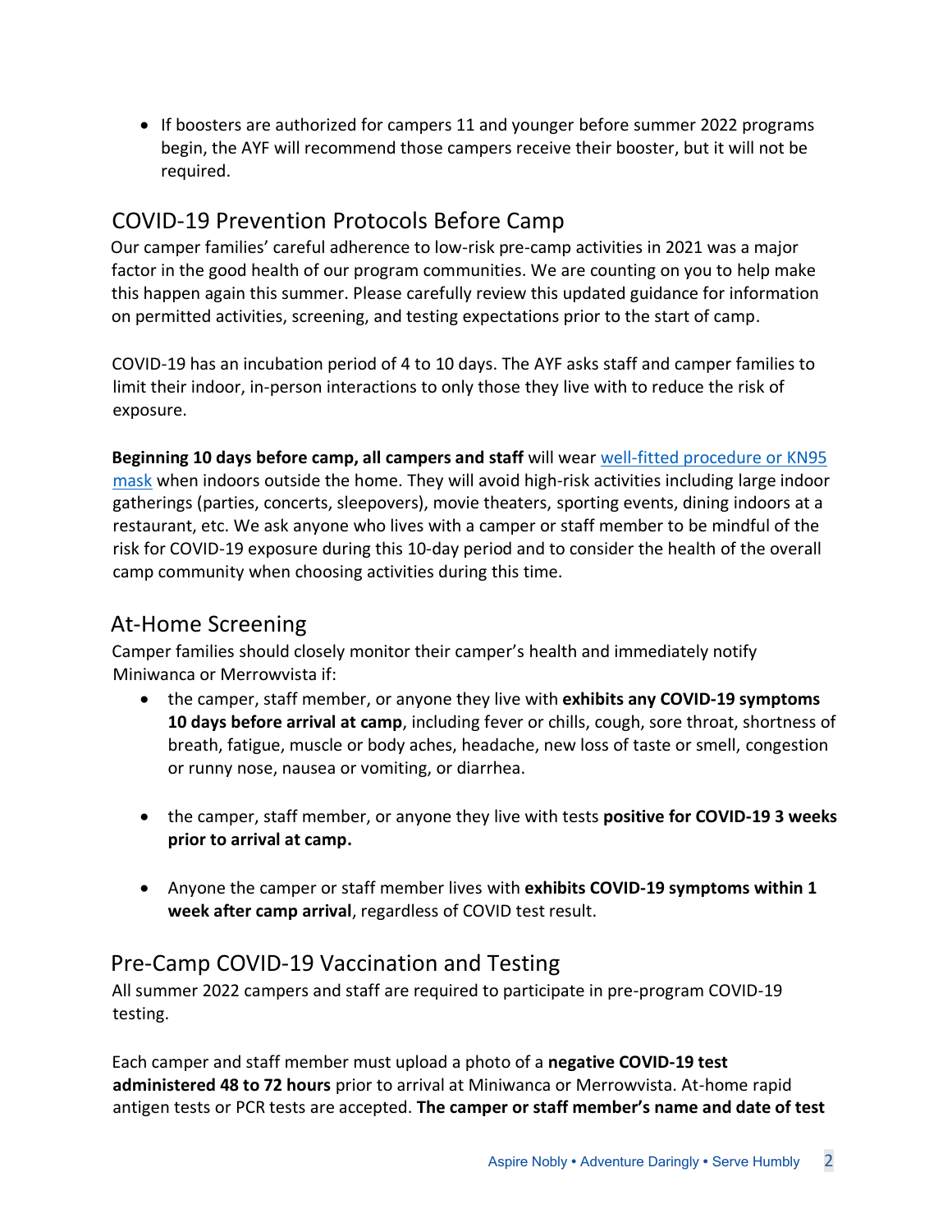- If boosters are authorized for campers 11 and younger before summer 2022 programs begin, the AYF will recommend those campers receive their booster, but it will not be required.

## COVID-19 Prevention Protocols Before Camp

Our camper families' careful adherence to low-risk pre-camp activities in 2021 was a major factor in the good health of our program communities. We are counting on you to help make this happen again this summer. Please carefully review this updated guidance for information on permitted activities, screening, and testing expectations prior to the start of camp.

COVID-19 has an incubation period of 4 to 10 days. The AYF asks staff and camper families to limit their indoor, in-person interactions to only those they live with to reduce the risk of exposure.

**Beginning 10 days before camp, all campers and staff** will wear [well-fitted procedure or KN95 mask]() when indoors outside the home. They will avoid high-risk activities including large indoor gatherings (parties, concerts, sleepovers), movie theaters, sporting events, dining indoors at a restaurant, etc. We ask anyone who lives with a camper or staff member to be mindful of the risk for COVID-19 exposure during this 10-day period and to consider the health of the overall camp community when choosing activities during this time.

## At-Home Screening

Camper families should closely monitor their camper's health and immediately notify Miniwanca or Merrowvista if:

- the camper, staff member, or anyone they live with **exhibits any COVID-19 symptoms 10 days before arrival at camp**, including fever or chills, cough, sore throat, shortness of breath, fatigue, muscle or body aches, headache, new loss of taste or smell, congestion or runny nose, nausea or vomiting, or diarrhea.

- the camper, staff member, or anyone they live with tests **positive for COVID-19 3 weeks prior to arrival at camp.**

- Anyone the camper or staff member lives with **exhibits COVID-19 symptoms within 1 week after camp arrival**, regardless of COVID test result.

## Pre-Camp COVID-19 Vaccination and Testing

All summer 2022 campers and staff are required to participate in pre-program COVID-19 testing.

Each camper and staff member must upload a photo of a **negative COVID-19 test administered 48 to 72 hours** prior to arrival at Miniwanca or Merrowvista. At-home rapid antigen tests or PCR tests are accepted. **The camper or staff member's name and date of test**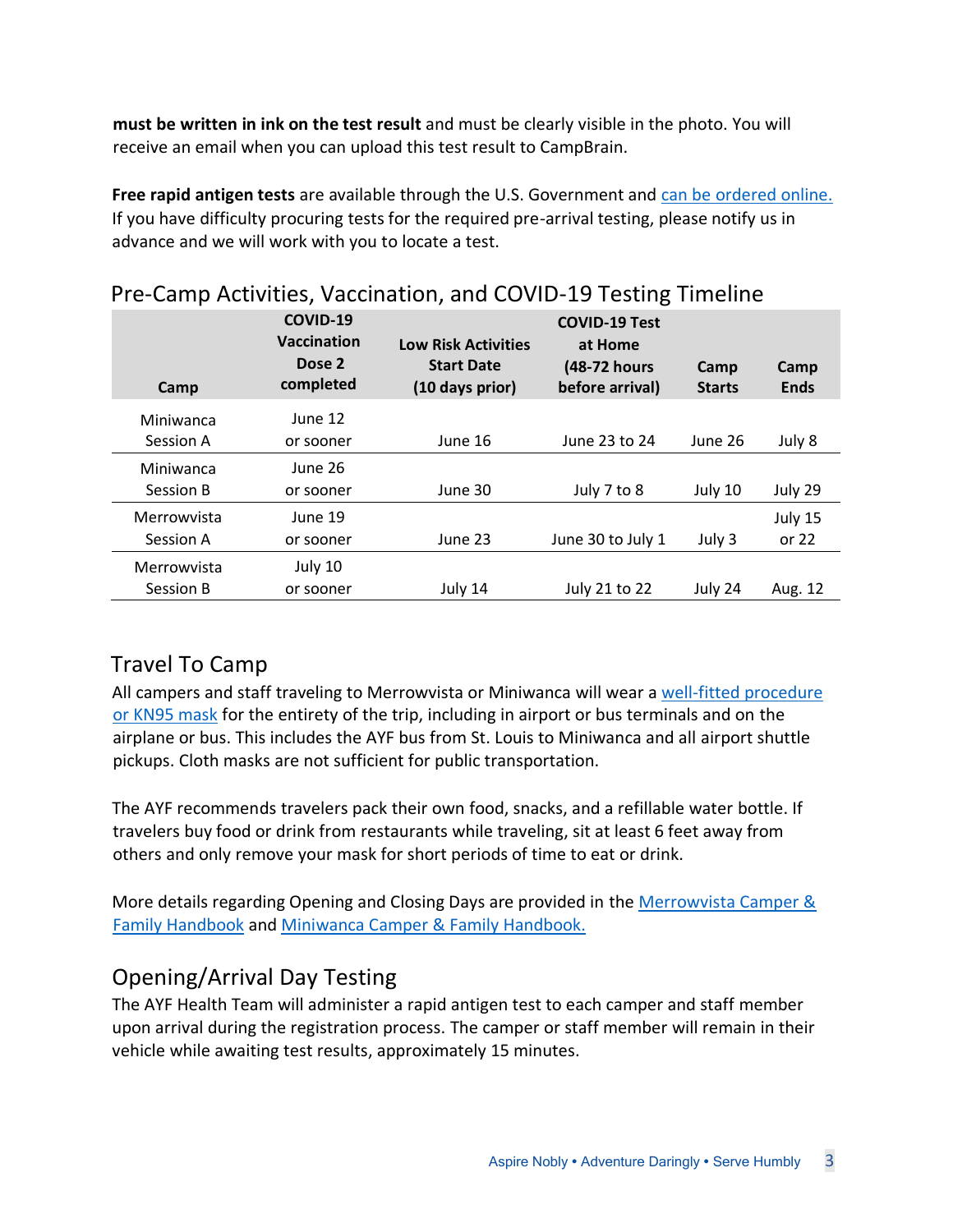**must be written in ink on the test result** and must be clearly visible in the photo. You will receive an email when you can upload this test result to CampBrain.

**Free rapid antigen tests** are available through the U.S. Government and [can be ordered online.](#) If you have difficulty procuring tests for the required pre-arrival testing, please notify us in advance and we will work with you to locate a test.

## Pre-Camp Activities, Vaccination, and COVID-19 Testing Timeline

| Camp | COVID-19 Vaccination Dose 2 completed | Low Risk Activities Start Date (10 days prior) | COVID-19 Test at Home (48-72 hours before arrival) | Camp Starts | Camp Ends |
|---|---|---|---|---|---|
| Miniwanca Session A | June 12 or sooner | June 16 | June 23 to 24 | June 26 | July 8 |
| Miniwanca Session B | June 26 or sooner | June 30 | July 7 to 8 | July 10 | July 29 |
| Merrowvista Session A | June 19 or sooner | June 23 | June 30 to July 1 | July 3 | July 15 or 22 |
| Merrowvista Session B | July 10 or sooner | July 14 | July 21 to 22 | July 24 | Aug. 12 |

## Travel To Camp

All campers and staff traveling to Merrowvista or Miniwanca will wear a [well-fitted procedure or KN95 mask](#) for the entirety of the trip, including in airport or bus terminals and on the airplane or bus. This includes the AYF bus from St. Louis to Miniwanca and all airport shuttle pickups. Cloth masks are not sufficient for public transportation.

The AYF recommends travelers pack their own food, snacks, and a refillable water bottle. If travelers buy food or drink from restaurants while traveling, sit at least 6 feet away from others and only remove your mask for short periods of time to eat or drink.

More details regarding Opening and Closing Days are provided in the [Merrowvista Camper & Family Handbook](#) and [Miniwanca Camper & Family Handbook.](#)

## Opening/Arrival Day Testing

The AYF Health Team will administer a rapid antigen test to each camper and staff member upon arrival during the registration process. The camper or staff member will remain in their vehicle while awaiting test results, approximately 15 minutes.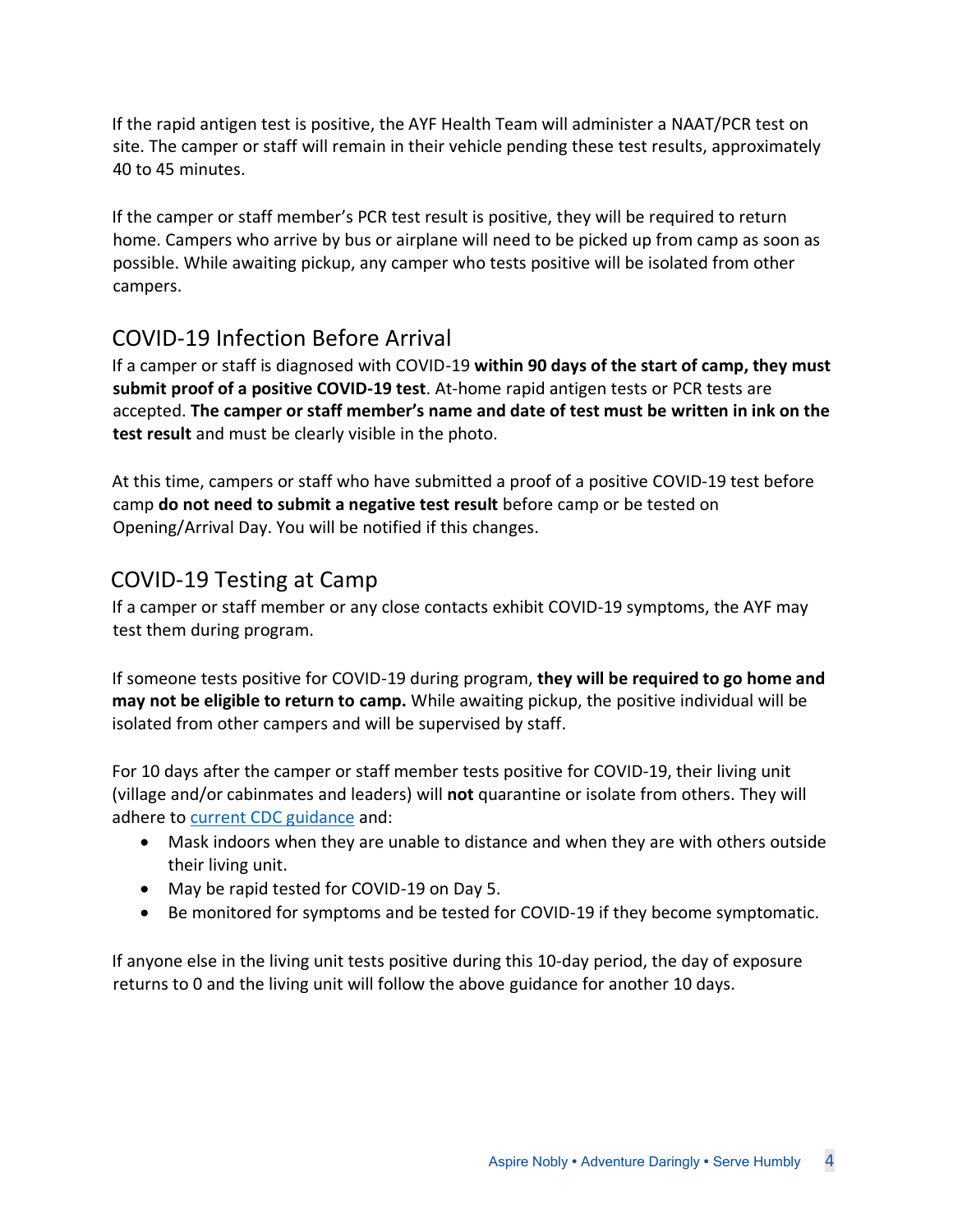If the rapid antigen test is positive, the AYF Health Team will administer a NAAT/PCR test on site. The camper or staff will remain in their vehicle pending these test results, approximately 40 to 45 minutes.

If the camper or staff member's PCR test result is positive, they will be required to return home. Campers who arrive by bus or airplane will need to be picked up from camp as soon as possible. While awaiting pickup, any camper who tests positive will be isolated from other campers.

## COVID-19 Infection Before Arrival

If a camper or staff is diagnosed with COVID-19 **within 90 days of the start of camp, they must submit proof of a positive COVID-19 test**. At-home rapid antigen tests or PCR tests are accepted. **The camper or staff member's name and date of test must be written in ink on the test result** and must be clearly visible in the photo.

At this time, campers or staff who have submitted a proof of a positive COVID-19 test before camp **do not need to submit a negative test result** before camp or be tested on Opening/Arrival Day. You will be notified if this changes.

## COVID-19 Testing at Camp

If a camper or staff member or any close contacts exhibit COVID-19 symptoms, the AYF may test them during program.

If someone tests positive for COVID-19 during program, **they will be required to go home and may not be eligible to return to camp.** While awaiting pickup, the positive individual will be isolated from other campers and will be supervised by staff.

For 10 days after the camper or staff member tests positive for COVID-19, their living unit (village and/or cabinmates and leaders) will **not** quarantine or isolate from others. They will adhere to [current CDC guidance] and:

- Mask indoors when they are unable to distance and when they are with others outside their living unit.
- May be rapid tested for COVID-19 on Day 5.
- Be monitored for symptoms and be tested for COVID-19 if they become symptomatic.

If anyone else in the living unit tests positive during this 10-day period, the day of exposure returns to 0 and the living unit will follow the above guidance for another 10 days.